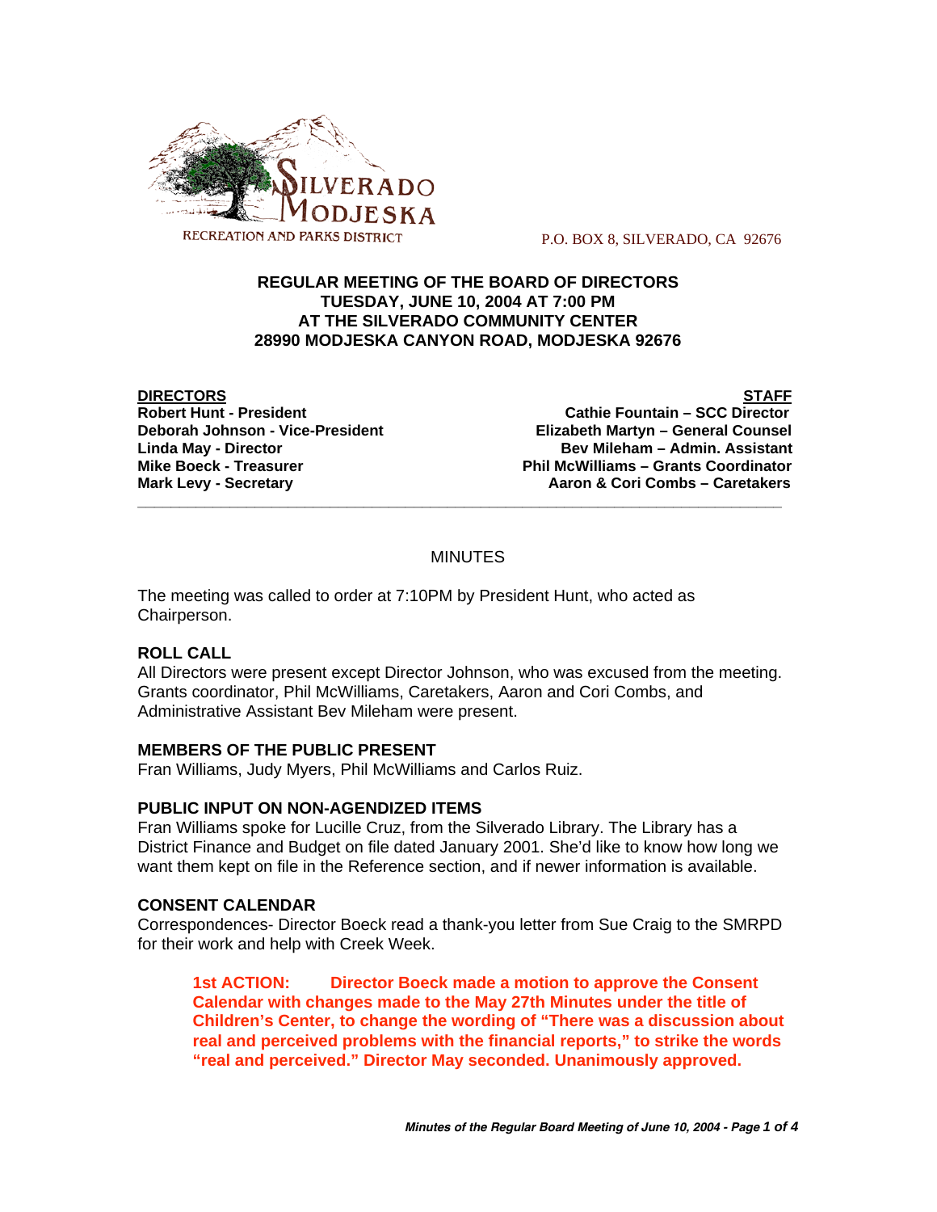SILVERADO MODJESKA

RECREATION AND PARKS DISTRICT

P.O. BOX 8, SILVERADO, CA 92676

**REGULAR MEETING OF THE BOARD OF DIRECTORS**
**TUESDAY, JUNE 10, 2004 AT 7:00 PM**
**AT THE SILVERADO COMMUNITY CENTER**
**28990 MODJESKA CANYON ROAD, MODJESKA 92676**

| DIRECTORS | STAFF |
|---|---|
| **Robert Hunt - President** | **Cathie Fountain – SCC Director** |
| **Deborah Johnson - Vice-President** | **Elizabeth Martyn – General Counsel** |
| **Linda May - Director** | **Bev Mileham – Admin. Assistant** |
| **Mike Boeck - Treasurer** | **Phil McWilliams – Grants Coordinator** |
| **Mark Levy - Secretary** | **Aaron & Cori Combs – Caretakers** |

---

MINUTES

The meeting was called to order at 7:10PM by President Hunt, who acted as Chairperson.

### ROLL CALL

All Directors were present except Director Johnson, who was excused from the meeting. Grants coordinator, Phil McWilliams, Caretakers, Aaron and Cori Combs, and Administrative Assistant Bev Mileham were present.

### MEMBERS OF THE PUBLIC PRESENT

Fran Williams, Judy Myers, Phil McWilliams and Carlos Ruiz.

### PUBLIC INPUT ON NON-AGENDIZED ITEMS

Fran Williams spoke for Lucille Cruz, from the Silverado Library. The Library has a District Finance and Budget on file dated January 2001. She'd like to know how long we want them kept on file in the Reference section, and if newer information is available.

### CONSENT CALENDAR

Correspondences- Director Boeck read a thank-you letter from Sue Craig to the SMRPD for their work and help with Creek Week.

> **1st ACTION: Director Boeck made a motion to approve the Consent Calendar with changes made to the May 27th Minutes under the title of Children's Center, to change the wording of "There was a discussion about real and perceived problems with the financial reports," to strike the words "real and perceived." Director May seconded. Unanimously approved.**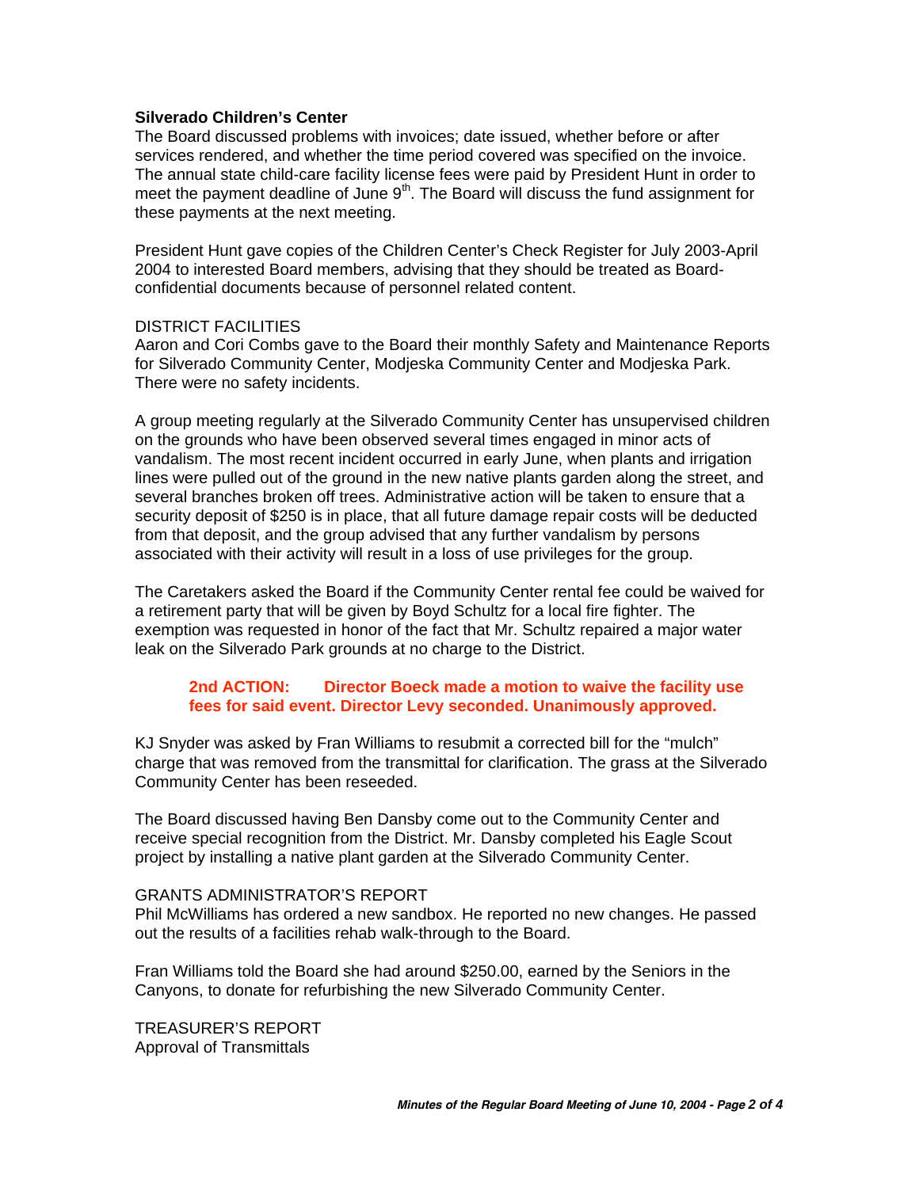**Silverado Children's Center**

The Board discussed problems with invoices; date issued, whether before or after services rendered, and whether the time period covered was specified on the invoice. The annual state child-care facility license fees were paid by President Hunt in order to meet the payment deadline of June 9th. The Board will discuss the fund assignment for these payments at the next meeting.

President Hunt gave copies of the Children Center's Check Register for July 2003-April 2004 to interested Board members, advising that they should be treated as Board-confidential documents because of personnel related content.

DISTRICT FACILITIES

Aaron and Cori Combs gave to the Board their monthly Safety and Maintenance Reports for Silverado Community Center, Modjeska Community Center and Modjeska Park. There were no safety incidents.

A group meeting regularly at the Silverado Community Center has unsupervised children on the grounds who have been observed several times engaged in minor acts of vandalism. The most recent incident occurred in early June, when plants and irrigation lines were pulled out of the ground in the new native plants garden along the street, and several branches broken off trees. Administrative action will be taken to ensure that a security deposit of $250 is in place, that all future damage repair costs will be deducted from that deposit, and the group advised that any further vandalism by persons associated with their activity will result in a loss of use privileges for the group.

The Caretakers asked the Board if the Community Center rental fee could be waived for a retirement party that will be given by Boyd Schultz for a local fire fighter. The exemption was requested in honor of the fact that Mr. Schultz repaired a major water leak on the Silverado Park grounds at no charge to the District.

> **2nd ACTION: Director Boeck made a motion to waive the facility use fees for said event. Director Levy seconded. Unanimously approved.**

KJ Snyder was asked by Fran Williams to resubmit a corrected bill for the "mulch" charge that was removed from the transmittal for clarification. The grass at the Silverado Community Center has been reseeded.

The Board discussed having Ben Dansby come out to the Community Center and receive special recognition from the District. Mr. Dansby completed his Eagle Scout project by installing a native plant garden at the Silverado Community Center.

GRANTS ADMINISTRATOR'S REPORT

Phil McWilliams has ordered a new sandbox. He reported no new changes. He passed out the results of a facilities rehab walk-through to the Board.

Fran Williams told the Board she had around $250.00, earned by the Seniors in the Canyons, to donate for refurbishing the new Silverado Community Center.

TREASURER'S REPORT

Approval of Transmittals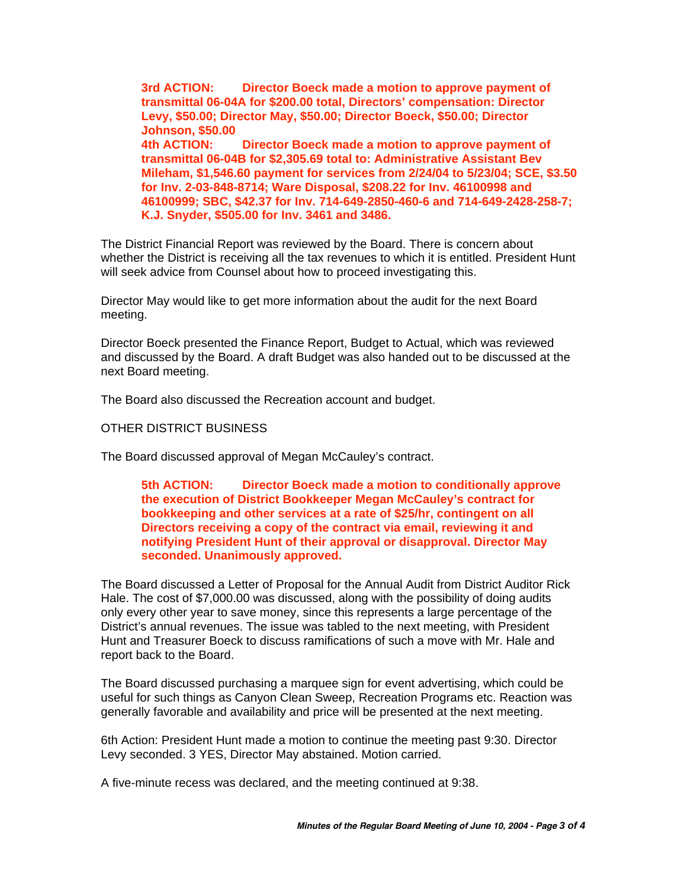**3rd ACTION: Director Boeck made a motion to approve payment of transmittal 06-04A for $200.00 total, Directors' compensation: Director Levy, $50.00; Director May, $50.00; Director Boeck, $50.00; Director Johnson, $50.00**

**4th ACTION: Director Boeck made a motion to approve payment of transmittal 06-04B for $2,305.69 total to: Administrative Assistant Bev Mileham, $1,546.60 payment for services from 2/24/04 to 5/23/04; SCE, $3.50 for Inv. 2-03-848-8714; Ware Disposal, $208.22 for Inv. 46100998 and 46100999; SBC, $42.37 for Inv. 714-649-2850-460-6 and 714-649-2428-258-7; K.J. Snyder, $505.00 for Inv. 3461 and 3486.**

The District Financial Report was reviewed by the Board. There is concern about whether the District is receiving all the tax revenues to which it is entitled. President Hunt will seek advice from Counsel about how to proceed investigating this.

Director May would like to get more information about the audit for the next Board meeting.

Director Boeck presented the Finance Report, Budget to Actual, which was reviewed and discussed by the Board. A draft Budget was also handed out to be discussed at the next Board meeting.

The Board also discussed the Recreation account and budget.

OTHER DISTRICT BUSINESS

The Board discussed approval of Megan McCauley's contract.

**5th ACTION: Director Boeck made a motion to conditionally approve the execution of District Bookkeeper Megan McCauley's contract for bookkeeping and other services at a rate of $25/hr, contingent on all Directors receiving a copy of the contract via email, reviewing it and notifying President Hunt of their approval or disapproval. Director May seconded. Unanimously approved.**

The Board discussed a Letter of Proposal for the Annual Audit from District Auditor Rick Hale. The cost of $7,000.00 was discussed, along with the possibility of doing audits only every other year to save money, since this represents a large percentage of the District's annual revenues. The issue was tabled to the next meeting, with President Hunt and Treasurer Boeck to discuss ramifications of such a move with Mr. Hale and report back to the Board.

The Board discussed purchasing a marquee sign for event advertising, which could be useful for such things as Canyon Clean Sweep, Recreation Programs etc. Reaction was generally favorable and availability and price will be presented at the next meeting.

6th Action: President Hunt made a motion to continue the meeting past 9:30. Director Levy seconded. 3 YES, Director May abstained. Motion carried.

A five-minute recess was declared, and the meeting continued at 9:38.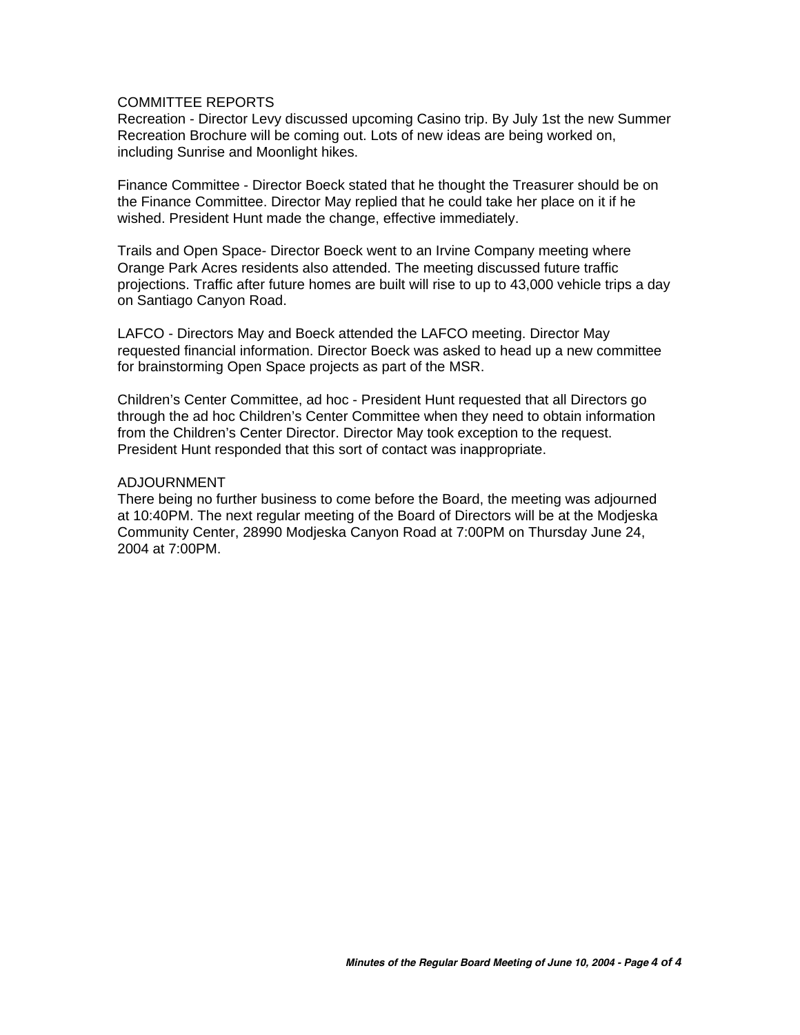## COMMITTEE REPORTS

Recreation - Director Levy discussed upcoming Casino trip. By July 1st the new Summer Recreation Brochure will be coming out. Lots of new ideas are being worked on, including Sunrise and Moonlight hikes.

Finance Committee - Director Boeck stated that he thought the Treasurer should be on the Finance Committee. Director May replied that he could take her place on it if he wished. President Hunt made the change, effective immediately.

Trails and Open Space- Director Boeck went to an Irvine Company meeting where Orange Park Acres residents also attended. The meeting discussed future traffic projections. Traffic after future homes are built will rise to up to 43,000 vehicle trips a day on Santiago Canyon Road.

LAFCO - Directors May and Boeck attended the LAFCO meeting. Director May requested financial information. Director Boeck was asked to head up a new committee for brainstorming Open Space projects as part of the MSR.

Children's Center Committee, ad hoc - President Hunt requested that all Directors go through the ad hoc Children's Center Committee when they need to obtain information from the Children's Center Director. Director May took exception to the request. President Hunt responded that this sort of contact was inappropriate.

## ADJOURNMENT

There being no further business to come before the Board, the meeting was adjourned at 10:40PM. The next regular meeting of the Board of Directors will be at the Modjeska Community Center, 28990 Modjeska Canyon Road at 7:00PM on Thursday June 24, 2004 at 7:00PM.